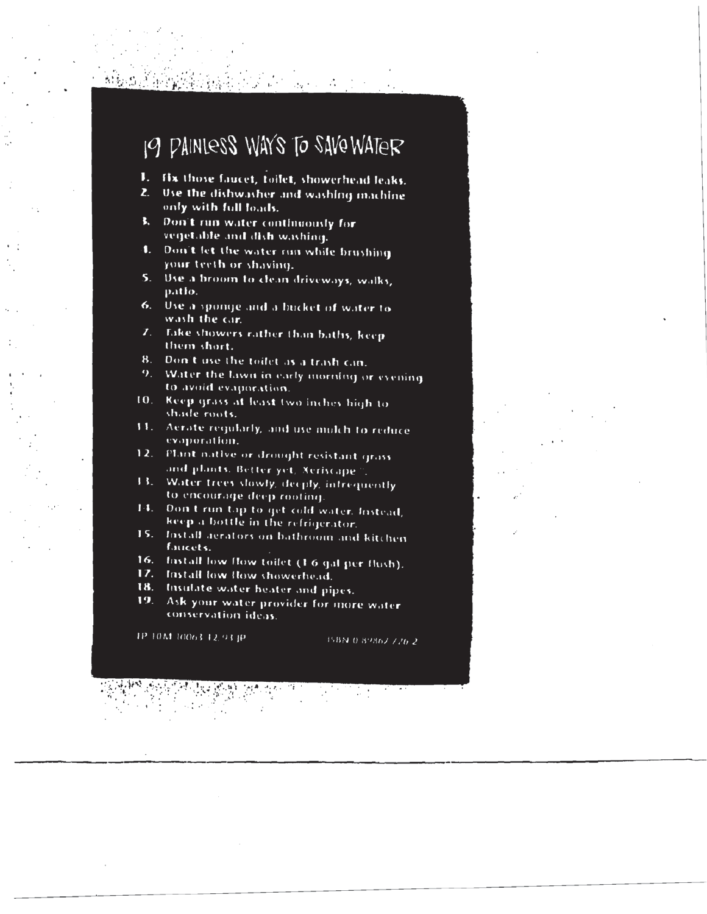# 19 PAINLESS WAYS TO SAVE WATER

1. Fix those faucet, toilet, showerhead leaks.
2. Use the dishwasher and washing machine only with full loads.
3. Don't run water continuously for vegetable and dish washing.
4. Don't let the water run while brushing your teeth or shaving.
5. Use a broom to clean driveways, walks, patio.
6. Use a sponge and a bucket of water to wash the car.
7. Take showers rather than baths, keep them short.
8. Don't use the toilet as a trash can.
9. Water the lawn in early morning or evening to avoid evaporation.
10. Keep grass at least two inches high to shade roots.
11. Aerate regularly, and use mulch to reduce evaporation.
12. Plant native or drought resistant grass and plants. Better yet, Xeriscape™.
13. Water trees slowly, deeply, infrequently to encourage deep rooting.
14. Don't run tap to get cold water. Instead, keep a bottle in the refrigerator.
15. Install aerators on bathroom and kitchen faucets.
16. Install low flow toilet (1.6 gal per flush).
17. Install low flow showerhead.
18. Insulate water heater and pipes.
19. Ask your water provider for more water conservation ideas.

IP 10M 10063 12/93 JP    ISBN 0-89867-726-2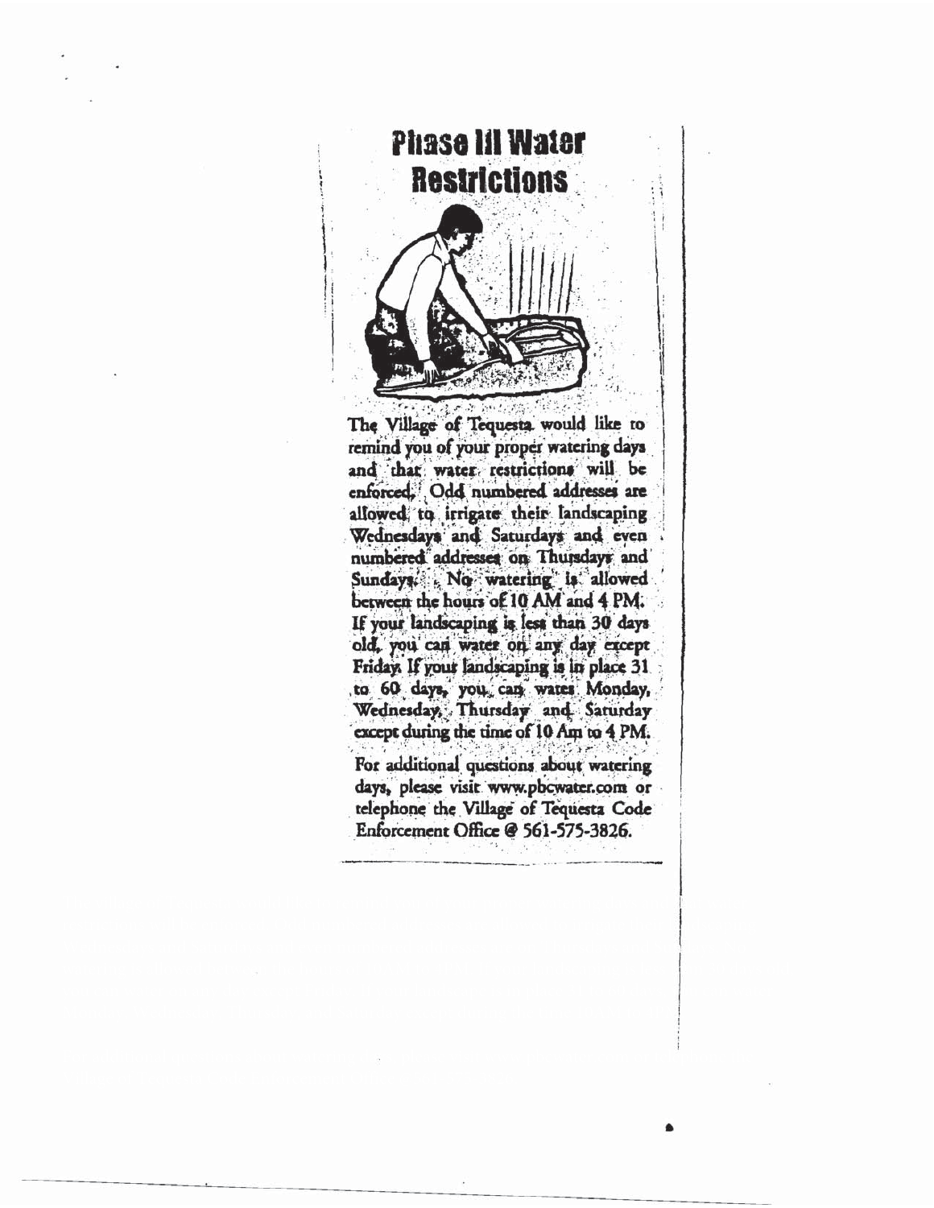# Phase III Water Restrictions

The Village of Tequesta would like to remind you of your proper watering days and that water restrictions will be enforced. Odd numbered addresses are allowed to irrigate their landscaping Wednesdays and Saturdays and even numbered addresses on Thursdays and Sundays. No watering is allowed between the hours of 10 AM and 4 PM. If your landscaping is less than 30 days old, you can water on any day except Friday. If your landscaping is in place 31 to 60 days, you can water Monday, Wednesday, Thursday and Saturday except during the time of 10 Am to 4 PM.

For additional questions about watering days, please visit www.pbcwater.com or telephone the Village of Tequesta Code Enforcement Office @ 561-575-3826.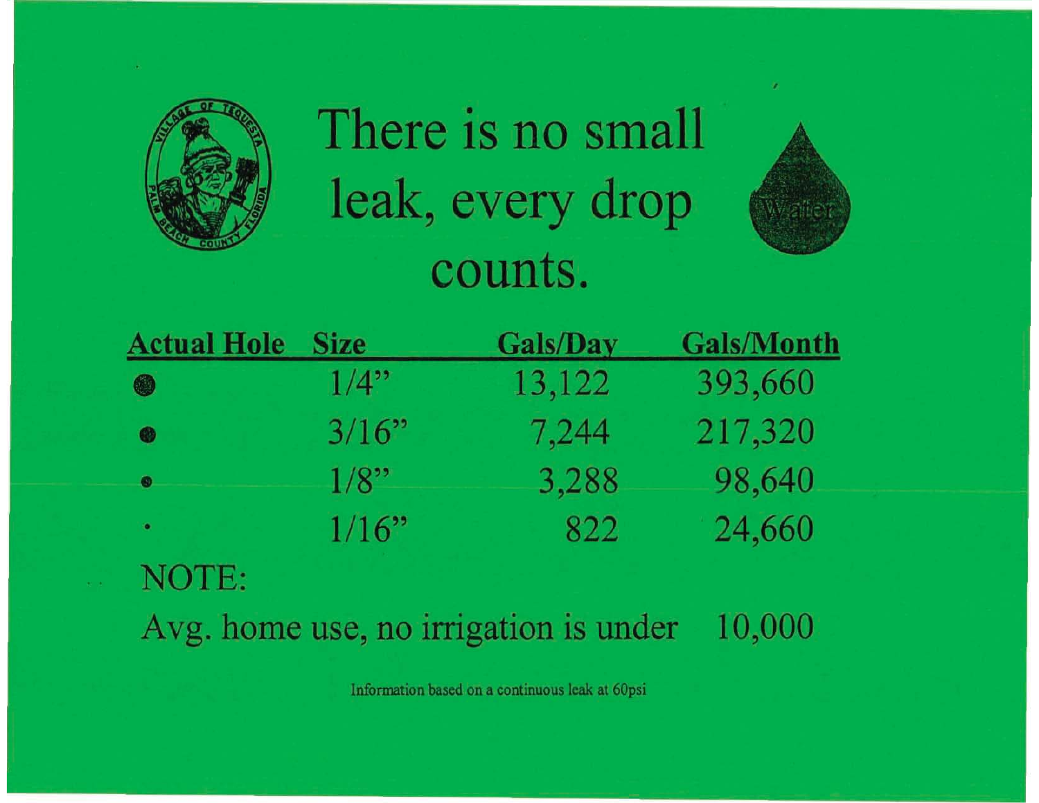# There is no small leak, every drop counts.

| Actual Hole | Size | Gals/Day | Gals/Month |
|---|---|---|---|
| ● | 1/4" | 13,122 | 393,660 |
| ● | 3/16" | 7,244 | 217,320 |
| ● | 1/8" | 3,288 | 98,640 |
| · | 1/16" | 822 | 24,660 |

NOTE:

Avg. home use, no irrigation is under 10,000

Information based on a continuous leak at 60psi